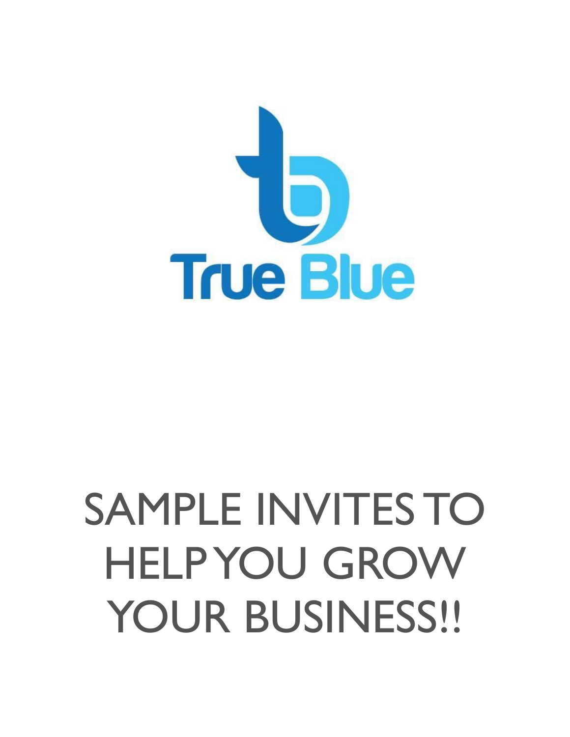True Blue

# SAMPLE INVITES TO HELP YOU GROW YOUR BUSINESS!!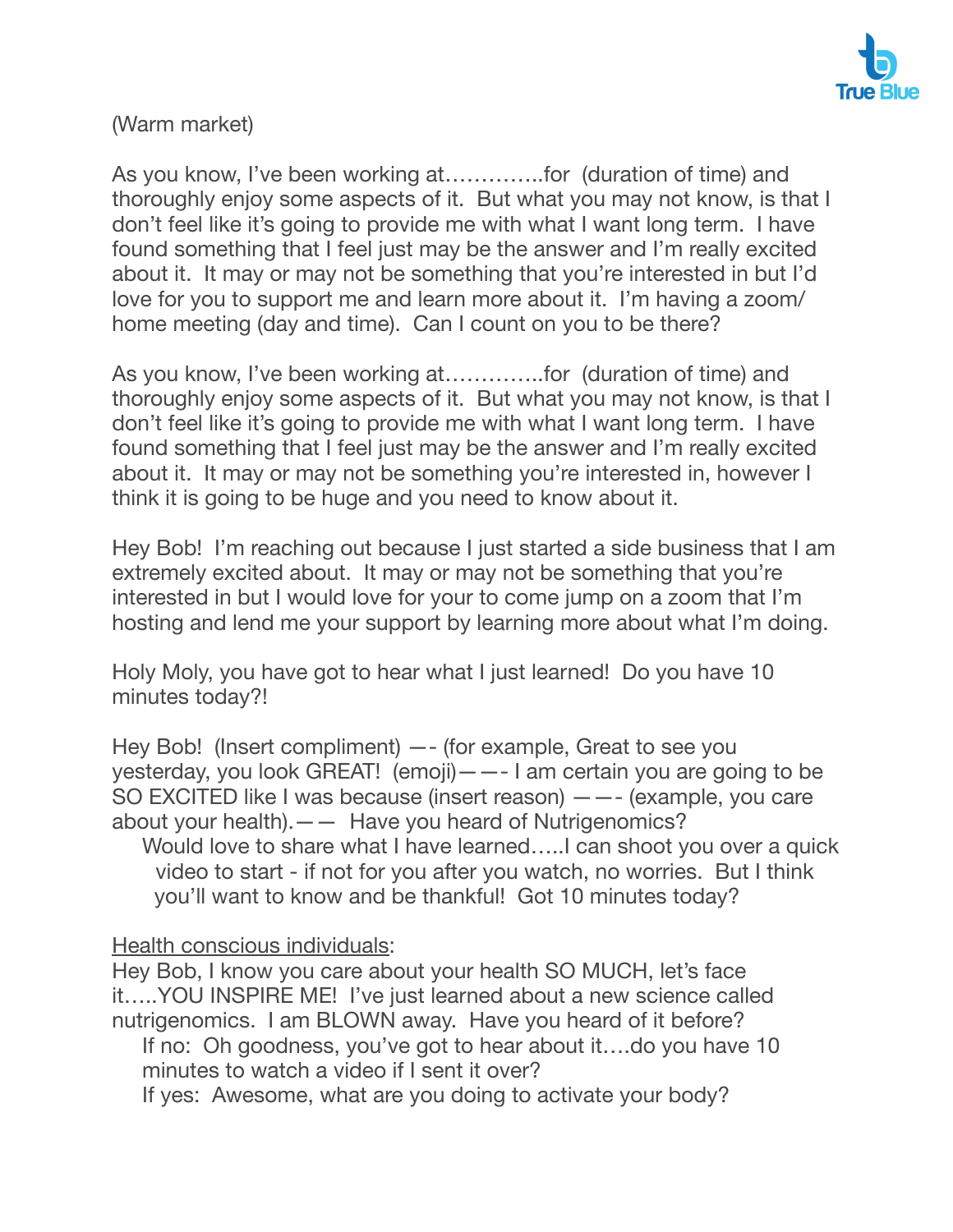(Warm market)

As you know, I've been working at…………..for (duration of time) and thoroughly enjoy some aspects of it. But what you may not know, is that I don't feel like it's going to provide me with what I want long term. I have found something that I feel just may be the answer and I'm really excited about it. It may or may not be something that you're interested in but I'd love for you to support me and learn more about it. I'm having a zoom/ home meeting (day and time). Can I count on you to be there?

As you know, I've been working at…………..for (duration of time) and thoroughly enjoy some aspects of it. But what you may not know, is that I don't feel like it's going to provide me with what I want long term. I have found something that I feel just may be the answer and I'm really excited about it. It may or may not be something you're interested in, however I think it is going to be huge and you need to know about it.

Hey Bob! I'm reaching out because I just started a side business that I am extremely excited about. It may or may not be something that you're interested in but I would love for your to come jump on a zoom that I'm hosting and lend me your support by learning more about what I'm doing.

Holy Moly, you have got to hear what I just learned! Do you have 10 minutes today?!

Hey Bob! (Insert compliment) —- (for example, Great to see you yesterday, you look GREAT! (emoji)——- I am certain you are going to be SO EXCITED like I was because (insert reason) ——- (example, you care about your health).—— Have you heard of Nutrigenomics?

  Would love to share what I have learned…..I can shoot you over a quick video to start - if not for you after you watch, no worries. But I think you'll want to know and be thankful! Got 10 minutes today?

<u>Health conscious individuals</u>:
Hey Bob, I know you care about your health SO MUCH, let's face it…..YOU INSPIRE ME! I've just learned about a new science called nutrigenomics. I am BLOWN away. Have you heard of it before?

  If no: Oh goodness, you've got to hear about it….do you have 10 minutes to watch a video if I sent it over?

  If yes: Awesome, what are you doing to activate your body?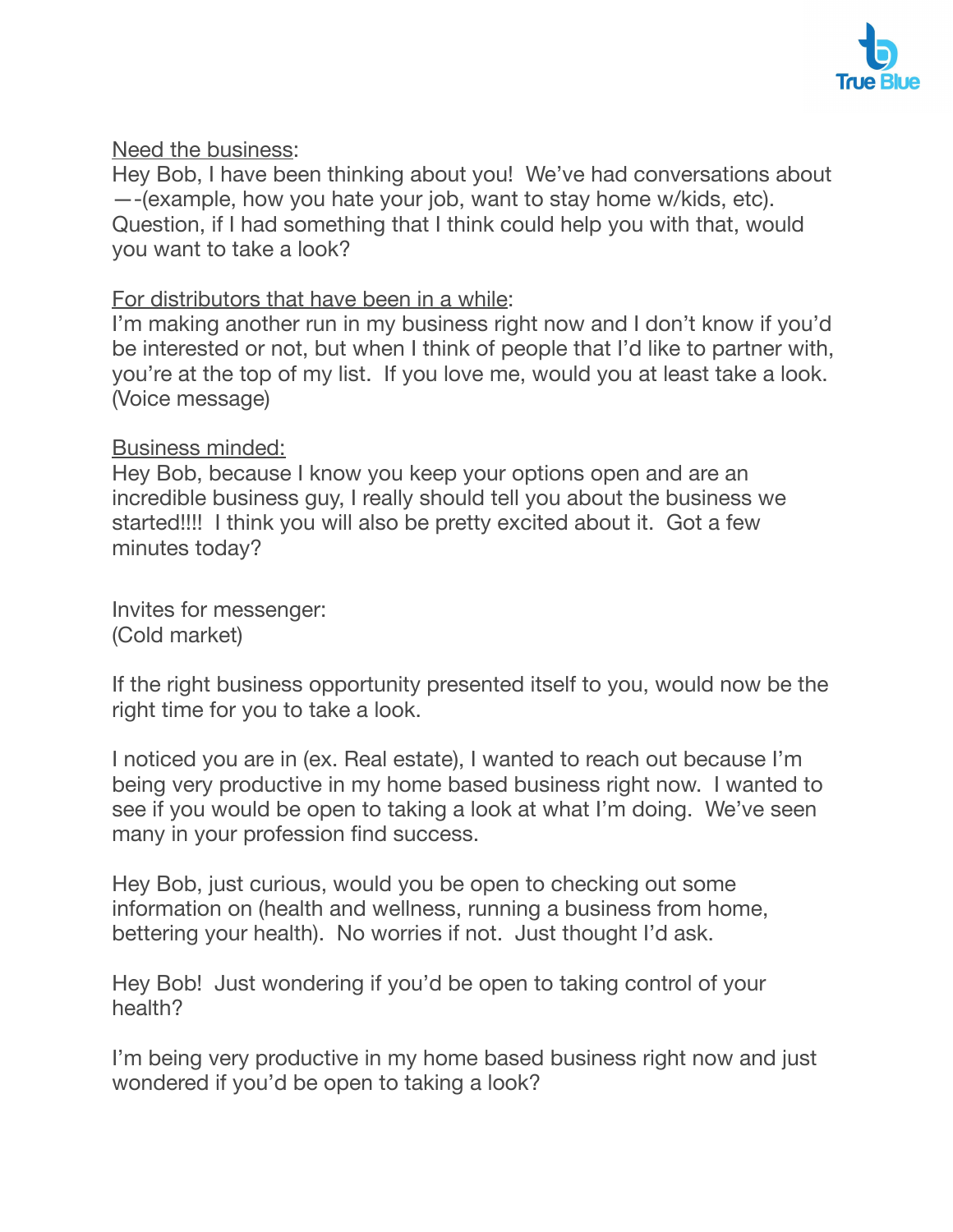<u>Need the business</u>:
Hey Bob, I have been thinking about you! We've had conversations about —-(example, how you hate your job, want to stay home w/kids, etc). Question, if I had something that I think could help you with that, would you want to take a look?

<u>For distributors that have been in a while</u>:
I'm making another run in my business right now and I don't know if you'd be interested or not, but when I think of people that I'd like to partner with, you're at the top of my list. If you love me, would you at least take a look. (Voice message)

<u>Business minded:</u>
Hey Bob, because I know you keep your options open and are an incredible business guy, I really should tell you about the business we started!!!! I think you will also be pretty excited about it. Got a few minutes today?

Invites for messenger:
(Cold market)

If the right business opportunity presented itself to you, would now be the right time for you to take a look.

I noticed you are in (ex. Real estate), I wanted to reach out because I'm being very productive in my home based business right now. I wanted to see if you would be open to taking a look at what I'm doing. We've seen many in your profession find success.

Hey Bob, just curious, would you be open to checking out some information on (health and wellness, running a business from home, bettering your health). No worries if not. Just thought I'd ask.

Hey Bob! Just wondering if you'd be open to taking control of your health?

I'm being very productive in my home based business right now and just wondered if you'd be open to taking a look?